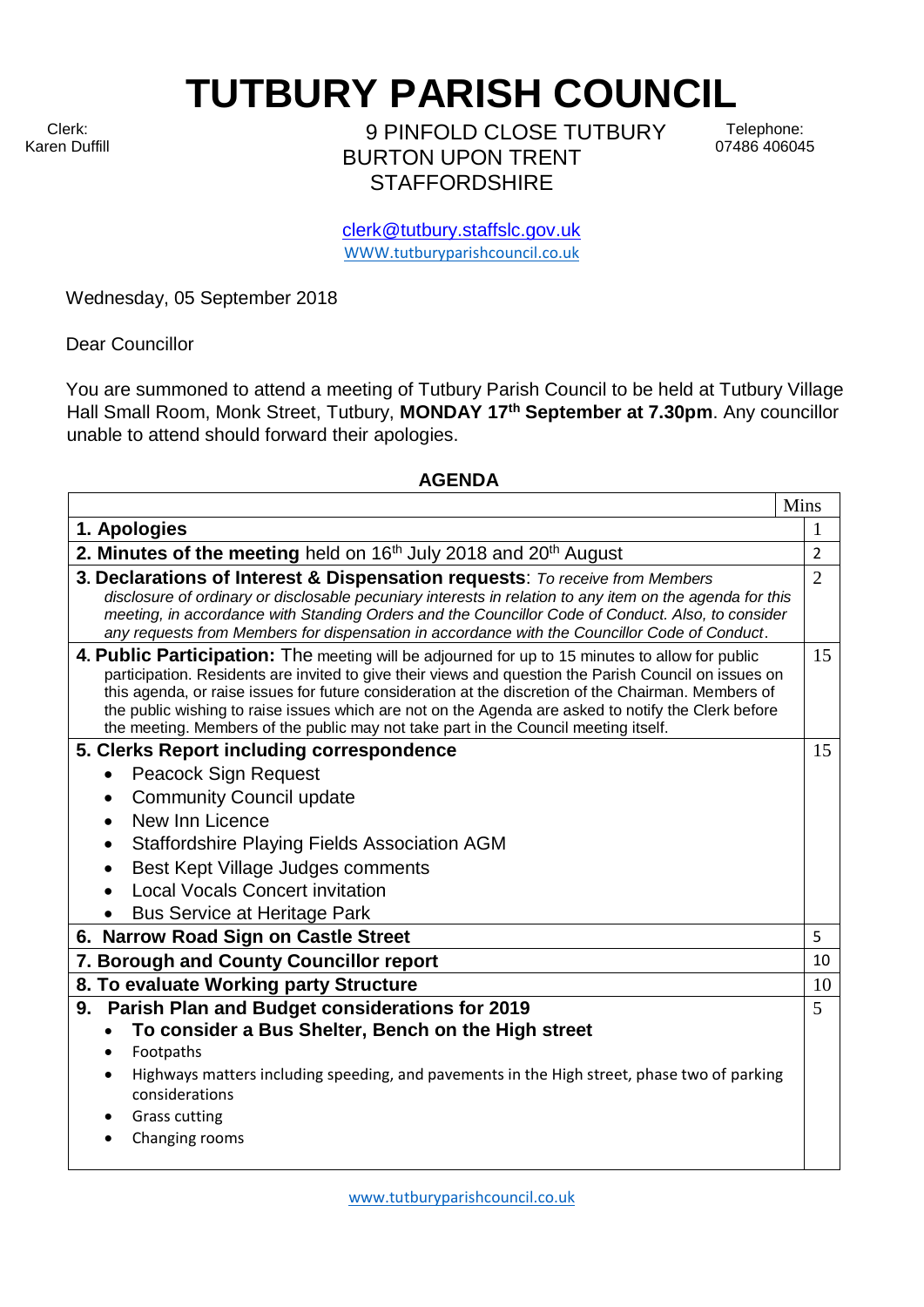# TUTBURY PARISH COUNCIL

Clerk:
Karen Duffill

9 PINFOLD CLOSE TUTBURY
BURTON UPON TRENT
STAFFORDSHIRE

Telephone:
07486 406045

clerk@tutbury.staffslc.gov.uk
WWW.tutburyparishcouncil.co.uk

Wednesday, 05 September 2018

Dear Councillor

You are summoned to attend a meeting of Tutbury Parish Council to be held at Tutbury Village Hall Small Room, Monk Street, Tutbury, **MONDAY 17th September at 7.30pm**. Any councillor unable to attend should forward their apologies.

## AGENDA

| | Mins |
|---|---|
| **1. Apologies** | 1 |
| **2. Minutes of the meeting** held on 16th July 2018 and 20th August | 2 |
| **3. Declarations of Interest & Dispensation requests**: *To receive from Members disclosure of ordinary or disclosable pecuniary interests in relation to any item on the agenda for this meeting, in accordance with Standing Orders and the Councillor Code of Conduct. Also, to consider any requests from Members for dispensation in accordance with the Councillor Code of Conduct*. | 2 |
| **4. Public Participation:** The meeting will be adjourned for up to 15 minutes to allow for public participation. Residents are invited to give their views and question the Parish Council on issues on this agenda, or raise issues for future consideration at the discretion of the Chairman. Members of the public wishing to raise issues which are not on the Agenda are asked to notify the Clerk before the meeting. Members of the public may not take part in the Council meeting itself. | 15 |
| **5. Clerks Report including correspondence**<br>• Peacock Sign Request<br>• Community Council update<br>• New Inn Licence<br>• Staffordshire Playing Fields Association AGM<br>• Best Kept Village Judges comments<br>• Local Vocals Concert invitation<br>• Bus Service at Heritage Park | 15 |
| **6. Narrow Road Sign on Castle Street** | 5 |
| **7. Borough and County Councillor report** | 10 |
| **8. To evaluate Working party Structure** | 10 |
| **9. Parish Plan and Budget considerations for 2019**<br>• **To consider a Bus Shelter, Bench on the High street**<br>• Footpaths<br>• Highways matters including speeding, and pavements in the High street, phase two of parking considerations<br>• Grass cutting<br>• Changing rooms | 5 |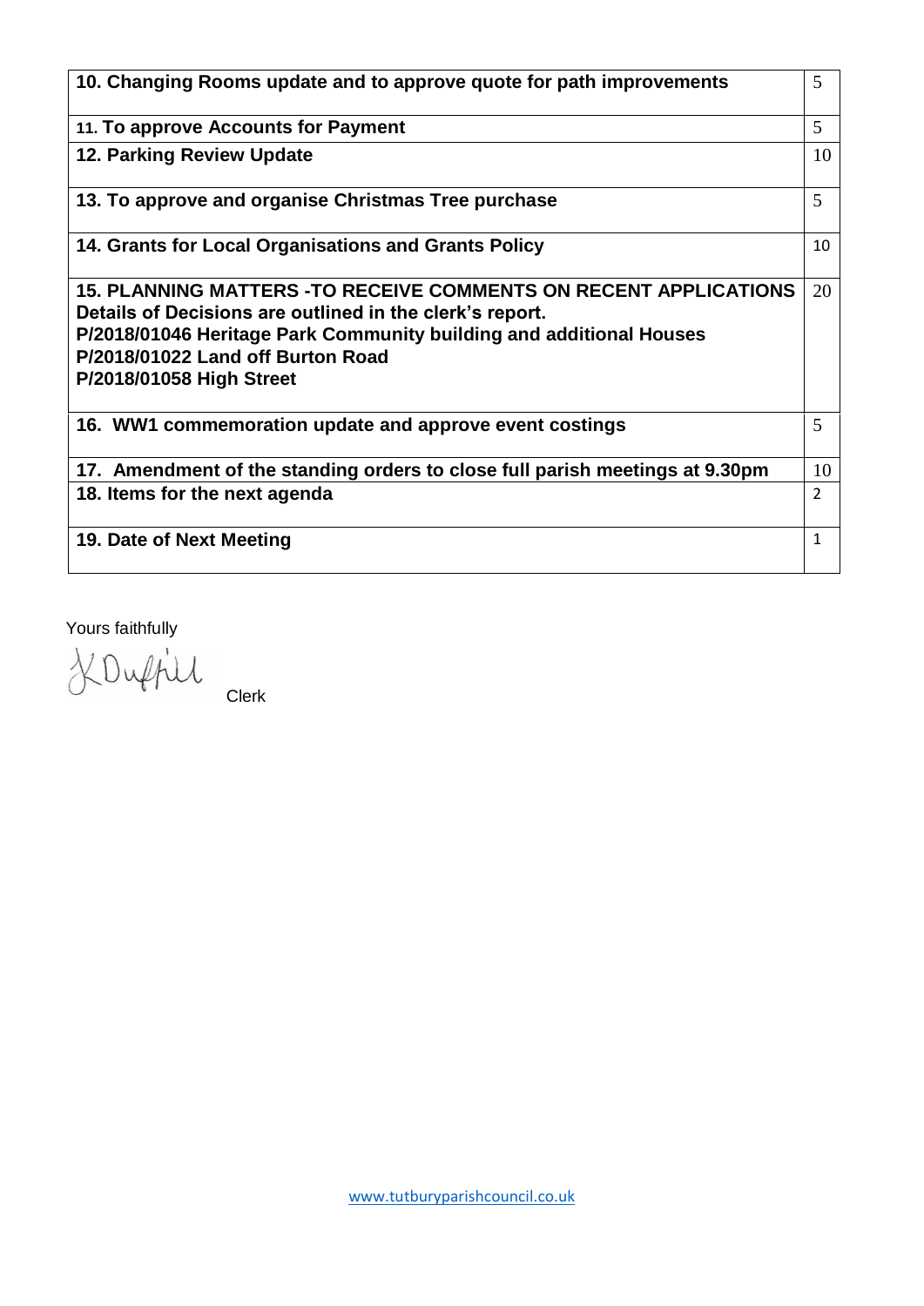| | |
|---|---|
| **10. Changing Rooms update and to approve quote for path improvements** | 5 |
| **11. To approve Accounts for Payment** | 5 |
| **12. Parking Review Update** | 10 |
| **13. To approve and organise Christmas Tree purchase** | 5 |
| **14. Grants for Local Organisations and Grants Policy** | 10 |
| **15. PLANNING MATTERS -TO RECEIVE COMMENTS ON RECENT APPLICATIONS**<br>**Details of Decisions are outlined in the clerk's report.**<br>**P/2018/01046 Heritage Park Community building and additional Houses**<br>**P/2018/01022 Land off Burton Road**<br>**P/2018/01058 High Street** | 20 |
| **16. WW1 commemoration update and approve event costings** | 5 |
| **17. Amendment of the standing orders to close full parish meetings at 9.30pm** | 10 |
| **18. Items for the next agenda** | 2 |
| **19. Date of Next Meeting** | 1 |

Yours faithfully

K Duffill Clerk

www.tutburyparishcouncil.co.uk